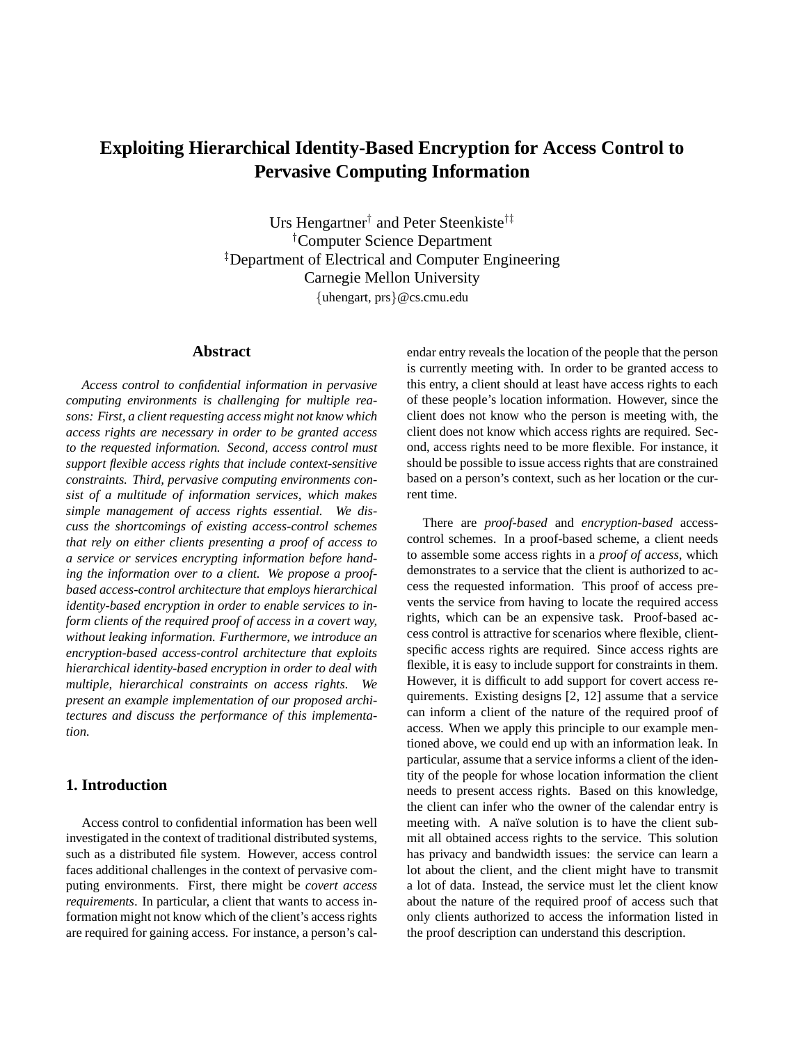# Exploiting Hierarchical Identity-Based Encryption for Access Control to Pervasive Computing Information

Urs Hengartner[†] and Peter Steenkiste[†‡]
[†]Computer Science Department
[‡]Department of Electrical and Computer Engineering
Carnegie Mellon University
{uhengart, prs}@cs.cmu.edu

## Abstract

*Access control to confidential information in pervasive computing environments is challenging for multiple reasons: First, a client requesting access might not know which access rights are necessary in order to be granted access to the requested information. Second, access control must support flexible access rights that include context-sensitive constraints. Third, pervasive computing environments consist of a multitude of information services, which makes simple management of access rights essential. We discuss the shortcomings of existing access-control schemes that rely on either clients presenting a proof of access to a service or services encrypting information before handing the information over to a client. We propose a proof-based access-control architecture that employs hierarchical identity-based encryption in order to enable services to inform clients of the required proof of access in a covert way, without leaking information. Furthermore, we introduce an encryption-based access-control architecture that exploits hierarchical identity-based encryption in order to deal with multiple, hierarchical constraints on access rights. We present an example implementation of our proposed architectures and discuss the performance of this implementation.*

## 1. Introduction

Access control to confidential information has been well investigated in the context of traditional distributed systems, such as a distributed file system. However, access control faces additional challenges in the context of pervasive computing environments. First, there might be *covert access requirements*. In particular, a client that wants to access information might not know which of the client's access rights are required for gaining access. For instance, a person's calendar entry reveals the location of the people that the person is currently meeting with. In order to be granted access to this entry, a client should at least have access rights to each of these people's location information. However, since the client does not know who the person is meeting with, the client does not know which access rights are required. Second, access rights need to be more flexible. For instance, it should be possible to issue access rights that are constrained based on a person's context, such as her location or the current time.

There are *proof-based* and *encryption-based* access-control schemes. In a proof-based scheme, a client needs to assemble some access rights in a *proof of access*, which demonstrates to a service that the client is authorized to access the requested information. This proof of access prevents the service from having to locate the required access rights, which can be an expensive task. Proof-based access control is attractive for scenarios where flexible, client-specific access rights are required. Since access rights are flexible, it is easy to include support for constraints in them. However, it is difficult to add support for covert access requirements. Existing designs [2, 12] assume that a service can inform a client of the nature of the required proof of access. When we apply this principle to our example mentioned above, we could end up with an information leak. In particular, assume that a service informs a client of the identity of the people for whose location information the client needs to present access rights. Based on this knowledge, the client can infer who the owner of the calendar entry is meeting with. A naïve solution is to have the client submit all obtained access rights to the service. This solution has privacy and bandwidth issues: the service can learn a lot about the client, and the client might have to transmit a lot of data. Instead, the service must let the client know about the nature of the required proof of access such that only clients authorized to access the information listed in the proof description can understand this description.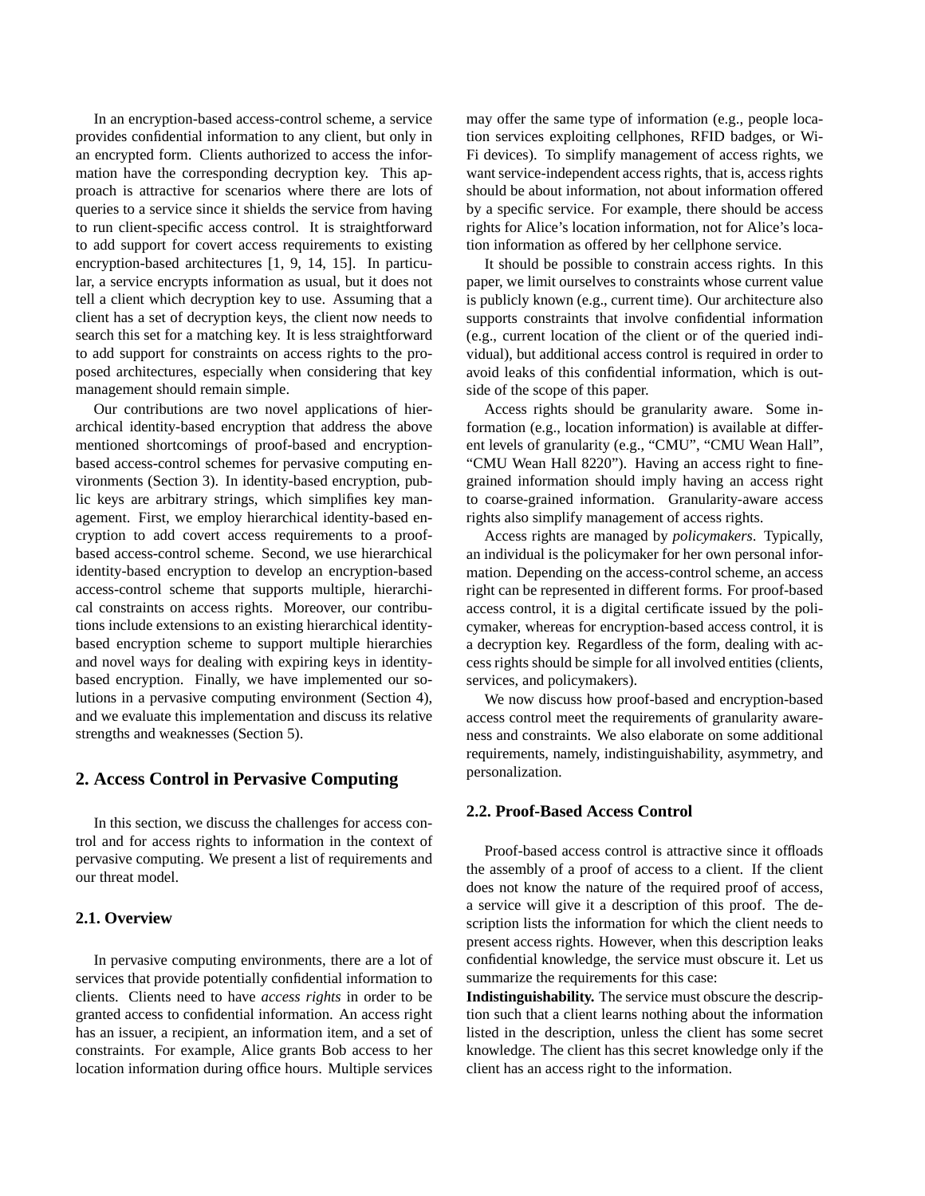In an encryption-based access-control scheme, a service provides confidential information to any client, but only in an encrypted form. Clients authorized to access the information have the corresponding decryption key. This approach is attractive for scenarios where there are lots of queries to a service since it shields the service from having to run client-specific access control. It is straightforward to add support for covert access requirements to existing encryption-based architectures [1, 9, 14, 15]. In particular, a service encrypts information as usual, but it does not tell a client which decryption key to use. Assuming that a client has a set of decryption keys, the client now needs to search this set for a matching key. It is less straightforward to add support for constraints on access rights to the proposed architectures, especially when considering that key management should remain simple.

Our contributions are two novel applications of hierarchical identity-based encryption that address the above mentioned shortcomings of proof-based and encryption-based access-control schemes for pervasive computing environments (Section 3). In identity-based encryption, public keys are arbitrary strings, which simplifies key management. First, we employ hierarchical identity-based encryption to add covert access requirements to a proof-based access-control scheme. Second, we use hierarchical identity-based encryption to develop an encryption-based access-control scheme that supports multiple, hierarchical constraints on access rights. Moreover, our contributions include extensions to an existing hierarchical identity-based encryption scheme to support multiple hierarchies and novel ways for dealing with expiring keys in identity-based encryption. Finally, we have implemented our solutions in a pervasive computing environment (Section 4), and we evaluate this implementation and discuss its relative strengths and weaknesses (Section 5).

## 2. Access Control in Pervasive Computing

In this section, we discuss the challenges for access control and for access rights to information in the context of pervasive computing. We present a list of requirements and our threat model.

### 2.1. Overview

In pervasive computing environments, there are a lot of services that provide potentially confidential information to clients. Clients need to have *access rights* in order to be granted access to confidential information. An access right has an issuer, a recipient, an information item, and a set of constraints. For example, Alice grants Bob access to her location information during office hours. Multiple services may offer the same type of information (e.g., people location services exploiting cellphones, RFID badges, or Wi-Fi devices). To simplify management of access rights, we want service-independent access rights, that is, access rights should be about information, not about information offered by a specific service. For example, there should be access rights for Alice's location information, not for Alice's location information as offered by her cellphone service.

It should be possible to constrain access rights. In this paper, we limit ourselves to constraints whose current value is publicly known (e.g., current time). Our architecture also supports constraints that involve confidential information (e.g., current location of the client or of the queried individual), but additional access control is required in order to avoid leaks of this confidential information, which is outside of the scope of this paper.

Access rights should be granularity aware. Some information (e.g., location information) is available at different levels of granularity (e.g., "CMU", "CMU Wean Hall", "CMU Wean Hall 8220"). Having an access right to fine-grained information should imply having an access right to coarse-grained information. Granularity-aware access rights also simplify management of access rights.

Access rights are managed by *policymakers*. Typically, an individual is the policymaker for her own personal information. Depending on the access-control scheme, an access right can be represented in different forms. For proof-based access control, it is a digital certificate issued by the policymaker, whereas for encryption-based access control, it is a decryption key. Regardless of the form, dealing with access rights should be simple for all involved entities (clients, services, and policymakers).

We now discuss how proof-based and encryption-based access control meet the requirements of granularity awareness and constraints. We also elaborate on some additional requirements, namely, indistinguishability, asymmetry, and personalization.

### 2.2. Proof-Based Access Control

Proof-based access control is attractive since it offloads the assembly of a proof of access to a client. If the client does not know the nature of the required proof of access, a service will give it a description of this proof. The description lists the information for which the client needs to present access rights. However, when this description leaks confidential knowledge, the service must obscure it. Let us summarize the requirements for this case:

**Indistinguishability.** The service must obscure the description such that a client learns nothing about the information listed in the description, unless the client has some secret knowledge. The client has this secret knowledge only if the client has an access right to the information.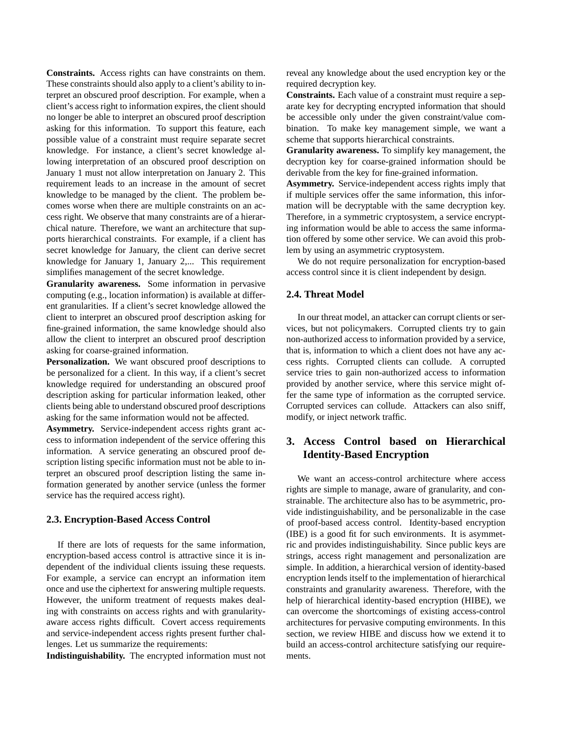**Constraints.** Access rights can have constraints on them. These constraints should also apply to a client's ability to interpret an obscured proof description. For example, when a client's access right to information expires, the client should no longer be able to interpret an obscured proof description asking for this information. To support this feature, each possible value of a constraint must require separate secret knowledge. For instance, a client's secret knowledge allowing interpretation of an obscured proof description on January 1 must not allow interpretation on January 2. This requirement leads to an increase in the amount of secret knowledge to be managed by the client. The problem becomes worse when there are multiple constraints on an access right. We observe that many constraints are of a hierarchical nature. Therefore, we want an architecture that supports hierarchical constraints. For example, if a client has secret knowledge for January, the client can derive secret knowledge for January 1, January 2,... This requirement simplifies management of the secret knowledge.

**Granularity awareness.** Some information in pervasive computing (e.g., location information) is available at different granularities. If a client's secret knowledge allowed the client to interpret an obscured proof description asking for fine-grained information, the same knowledge should also allow the client to interpret an obscured proof description asking for coarse-grained information.

**Personalization.** We want obscured proof descriptions to be personalized for a client. In this way, if a client's secret knowledge required for understanding an obscured proof description asking for particular information leaked, other clients being able to understand obscured proof descriptions asking for the same information would not be affected.

**Asymmetry.** Service-independent access rights grant access to information independent of the service offering this information. A service generating an obscured proof description listing specific information must not be able to interpret an obscured proof description listing the same information generated by another service (unless the former service has the required access right).

### 2.3. Encryption-Based Access Control

If there are lots of requests for the same information, encryption-based access control is attractive since it is independent of the individual clients issuing these requests. For example, a service can encrypt an information item once and use the ciphertext for answering multiple requests. However, the uniform treatment of requests makes dealing with constraints on access rights and with granularity-aware access rights difficult. Covert access requirements and service-independent access rights present further challenges. Let us summarize the requirements:

**Indistinguishability.** The encrypted information must not reveal any knowledge about the used encryption key or the required decryption key.

**Constraints.** Each value of a constraint must require a separate key for decrypting encrypted information that should be accessible only under the given constraint/value combination. To make key management simple, we want a scheme that supports hierarchical constraints.

**Granularity awareness.** To simplify key management, the decryption key for coarse-grained information should be derivable from the key for fine-grained information.

**Asymmetry.** Service-independent access rights imply that if multiple services offer the same information, this information will be decryptable with the same decryption key. Therefore, in a symmetric cryptosystem, a service encrypting information would be able to access the same information offered by some other service. We can avoid this problem by using an asymmetric cryptosystem.

We do not require personalization for encryption-based access control since it is client independent by design.

### 2.4. Threat Model

In our threat model, an attacker can corrupt clients or services, but not policymakers. Corrupted clients try to gain non-authorized access to information provided by a service, that is, information to which a client does not have any access rights. Corrupted clients can collude. A corrupted service tries to gain non-authorized access to information provided by another service, where this service might offer the same type of information as the corrupted service. Corrupted services can collude. Attackers can also sniff, modify, or inject network traffic.

## 3. Access Control based on Hierarchical Identity-Based Encryption

We want an access-control architecture where access rights are simple to manage, aware of granularity, and constrainable. The architecture also has to be asymmetric, provide indistinguishability, and be personalizable in the case of proof-based access control. Identity-based encryption (IBE) is a good fit for such environments. It is asymmetric and provides indistinguishability. Since public keys are strings, access right management and personalization are simple. In addition, a hierarchical version of identity-based encryption lends itself to the implementation of hierarchical constraints and granularity awareness. Therefore, with the help of hierarchical identity-based encryption (HIBE), we can overcome the shortcomings of existing access-control architectures for pervasive computing environments. In this section, we review HIBE and discuss how we extend it to build an access-control architecture satisfying our requirements.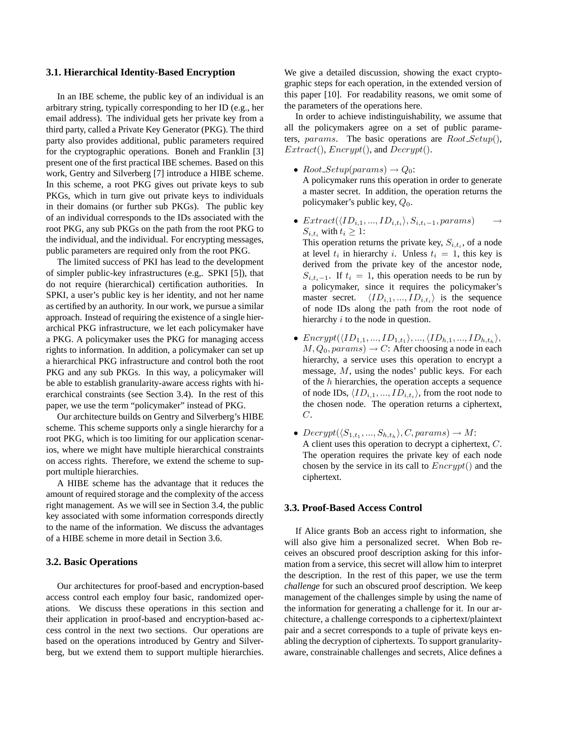### 3.1. Hierarchical Identity-Based Encryption

In an IBE scheme, the public key of an individual is an arbitrary string, typically corresponding to her ID (e.g., her email address). The individual gets her private key from a third party, called a Private Key Generator (PKG). The third party also provides additional, public parameters required for the cryptographic operations. Boneh and Franklin [3] present one of the first practical IBE schemes. Based on this work, Gentry and Silverberg [7] introduce a HIBE scheme. In this scheme, a root PKG gives out private keys to sub PKGs, which in turn give out private keys to individuals in their domains (or further sub PKGs). The public key of an individual corresponds to the IDs associated with the root PKG, any sub PKGs on the path from the root PKG to the individual, and the individual. For encrypting messages, public parameters are required only from the root PKG.

The limited success of PKI has lead to the development of simpler public-key infrastructures (e.g,. SPKI [5]), that do not require (hierarchical) certification authorities. In SPKI, a user's public key is her identity, and not her name as certified by an authority. In our work, we pursue a similar approach. Instead of requiring the existence of a single hierarchical PKG infrastructure, we let each policymaker have a PKG. A policymaker uses the PKG for managing access rights to information. In addition, a policymaker can set up a hierarchical PKG infrastructure and control both the root PKG and any sub PKGs. In this way, a policymaker will be able to establish granularity-aware access rights with hierarchical constraints (see Section 3.4). In the rest of this paper, we use the term "policymaker" instead of PKG.

Our architecture builds on Gentry and Silverberg's HIBE scheme. This scheme supports only a single hierarchy for a root PKG, which is too limiting for our application scenarios, where we might have multiple hierarchical constraints on access rights. Therefore, we extend the scheme to support multiple hierarchies.

A HIBE scheme has the advantage that it reduces the amount of required storage and the complexity of the access right management. As we will see in Section 3.4, the public key associated with some information corresponds directly to the name of the information. We discuss the advantages of a HIBE scheme in more detail in Section 3.6.

### 3.2. Basic Operations

Our architectures for proof-based and encryption-based access control each employ four basic, randomized operations. We discuss these operations in this section and their application in proof-based and encryption-based access control in the next two sections. Our operations are based on the operations introduced by Gentry and Silverberg, but we extend them to support multiple hierarchies. We give a detailed discussion, showing the exact cryptographic steps for each operation, in the extended version of this paper [10]. For readability reasons, we omit some of the parameters of the operations here.

In order to achieve indistinguishability, we assume that all the policymakers agree on a set of public parameters, $params$. The basic operations are $Root\_Setup()$, $Extract()$, $Encrypt()$, and $Decrypt()$.

- $Root\_Setup(params) \rightarrow Q_0$:
  A policymaker runs this operation in order to generate a master secret. In addition, the operation returns the policymaker's public key, $Q_0$.

- $Extract(\langle ID_{i,1}, ..., ID_{i,t_i} \rangle, S_{i,t_i-1}, params) \rightarrow S_{i,t_i}$ with $t_i \geq 1$:
  This operation returns the private key, $S_{i,t_i}$, of a node at level $t_i$ in hierarchy $i$. Unless $t_i = 1$, this key is derived from the private key of the ancestor node, $S_{i,t_i-1}$. If $t_i = 1$, this operation needs to be run by a policymaker, since it requires the policymaker's master secret. $\langle ID_{i,1}, ..., ID_{i,t_i} \rangle$ is the sequence of node IDs along the path from the root node of hierarchy $i$ to the node in question.

- $Encrypt(\langle ID_{1,1}, ..., ID_{1,t_1} \rangle, ..., \langle ID_{h,1}, ..., ID_{h,t_h} \rangle, M, Q_0, params) \rightarrow C$: After choosing a node in each hierarchy, a service uses this operation to encrypt a message, $M$, using the nodes' public keys. For each of the $h$ hierarchies, the operation accepts a sequence of node IDs, $\langle ID_{i,1}, ..., ID_{i,t_i} \rangle$, from the root node to the chosen node. The operation returns a ciphertext, $C$.

- $Decrypt(\langle S_{1,t_1}, ..., S_{h,t_h} \rangle, C, params) \rightarrow M$:
  A client uses this operation to decrypt a ciphertext, $C$. The operation requires the private key of each node chosen by the service in its call to $Encrypt()$ and the ciphertext.

### 3.3. Proof-Based Access Control

If Alice grants Bob an access right to information, she will also give him a personalized secret. When Bob receives an obscured proof description asking for this information from a service, this secret will allow him to interpret the description. In the rest of this paper, we use the term *challenge* for such an obscured proof description. We keep management of the challenges simple by using the name of the information for generating a challenge for it. In our architecture, a challenge corresponds to a ciphertext/plaintext pair and a secret corresponds to a tuple of private keys enabling the decryption of ciphertexts. To support granularity-aware, constrainable challenges and secrets, Alice defines a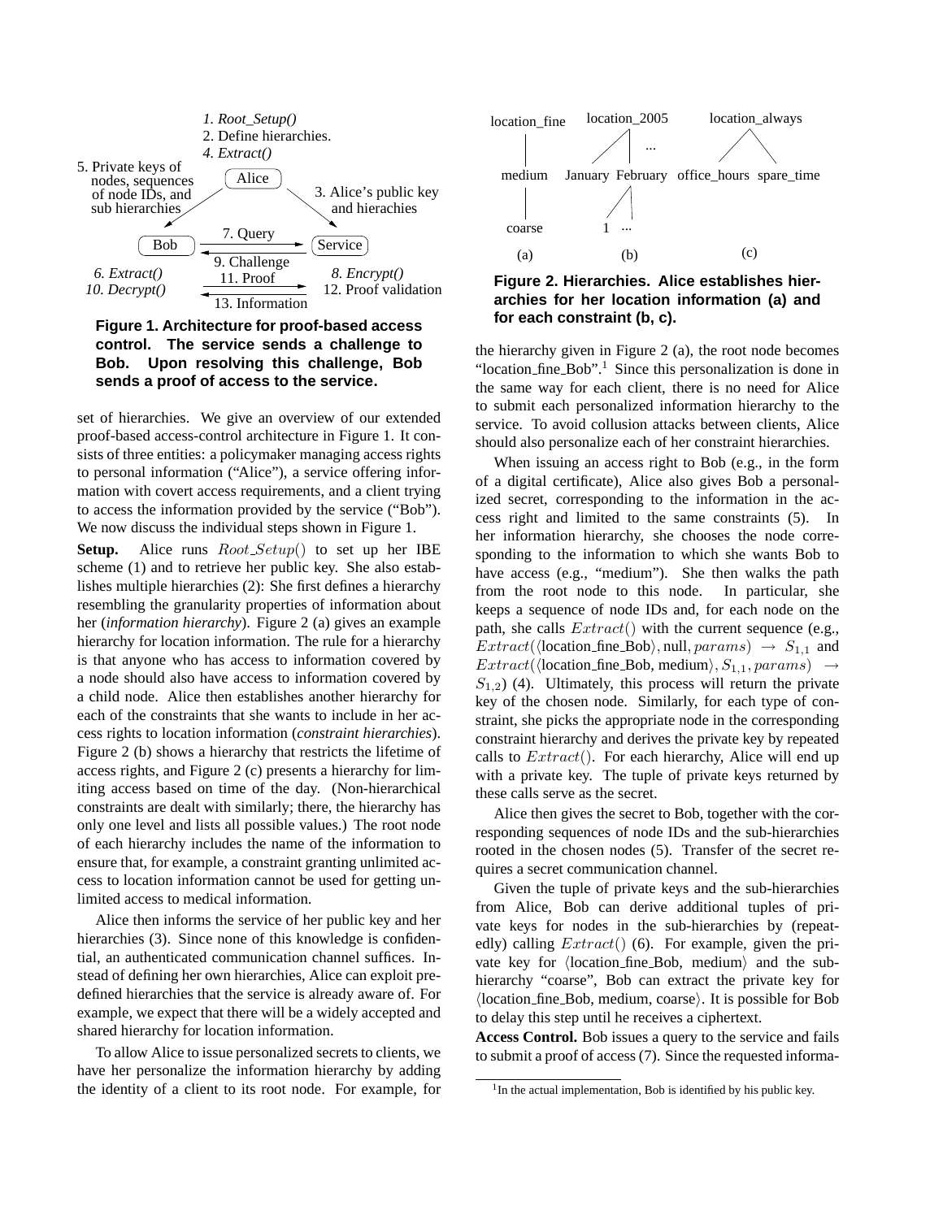**Figure 1. Architecture for proof-based access control. The service sends a challenge to Bob. Upon resolving this challenge, Bob sends a proof of access to the service.**

set of hierarchies. We give an overview of our extended proof-based access-control architecture in Figure 1. It consists of three entities: a policymaker managing access rights to personal information ("Alice"), a service offering information with covert access requirements, and a client trying to access the information provided by the service ("Bob"). We now discuss the individual steps shown in Figure 1.

**Setup.** Alice runs $Root\_Setup()$ to set up her IBE scheme (1) and to retrieve her public key. She also establishes multiple hierarchies (2): She first defines a hierarchy resembling the granularity properties of information about her (*information hierarchy*). Figure 2 (a) gives an example hierarchy for location information. The rule for a hierarchy is that anyone who has access to information covered by a node should also have access to information covered by a child node. Alice then establishes another hierarchy for each of the constraints that she wants to include in her access rights to location information (*constraint hierarchies*). Figure 2 (b) shows a hierarchy that restricts the lifetime of access rights, and Figure 2 (c) presents a hierarchy for limiting access based on time of the day. (Non-hierarchical constraints are dealt with similarly; there, the hierarchy has only one level and lists all possible values.) The root node of each hierarchy includes the name of the information to ensure that, for example, a constraint granting unlimited access to location information cannot be used for getting unlimited access to medical information.

Alice then informs the service of her public key and her hierarchies (3). Since none of this knowledge is confidential, an authenticated communication channel suffices. Instead of defining her own hierarchies, Alice can exploit predefined hierarchies that the service is already aware of. For example, we expect that there will be a widely accepted and shared hierarchy for location information.

To allow Alice to issue personalized secrets to clients, we have her personalize the information hierarchy by adding the identity of a client to its root node. For example, for the hierarchy given in Figure 2 (a), the root node becomes "location_fine_Bob".[1] Since this personalization is done in the same way for each client, there is no need for Alice to submit each personalized information hierarchy to the service. To avoid collusion attacks between clients, Alice should also personalize each of her constraint hierarchies.

**Figure 2. Hierarchies. Alice establishes hierarchies for her location information (a) and for each constraint (b, c).**

When issuing an access right to Bob (e.g., in the form of a digital certificate), Alice also gives Bob a personalized secret, corresponding to the information in the access right and limited to the same constraints (5). In her information hierarchy, she chooses the node corresponding to the information to which she wants Bob to have access (e.g., "medium"). She then walks the path from the root node to this node. In particular, she keeps a sequence of node IDs and, for each node on the path, she calls $Extract()$ with the current sequence (e.g., $Extract(\langle\text{location\_fine\_Bob}\rangle, \text{null}, params) \rightarrow S_{1,1}$ and $Extract(\langle\text{location\_fine\_Bob, medium}\rangle, S_{1,1}, params) \rightarrow S_{1,2}$) (4). Ultimately, this process will return the private key of the chosen node. Similarly, for each type of constraint, she picks the appropriate node in the corresponding constraint hierarchy and derives the private key by repeated calls to $Extract()$. For each hierarchy, Alice will end up with a private key. The tuple of private keys returned by these calls serve as the secret.

Alice then gives the secret to Bob, together with the corresponding sequences of node IDs and the sub-hierarchies rooted in the chosen nodes (5). Transfer of the secret requires a secret communication channel.

Given the tuple of private keys and the sub-hierarchies from Alice, Bob can derive additional tuples of private keys for nodes in the sub-hierarchies by (repeatedly) calling $Extract()$ (6). For example, given the private key for ⟨location_fine_Bob, medium⟩ and the sub-hierarchy "coarse", Bob can extract the private key for ⟨location_fine_Bob, medium, coarse⟩. It is possible for Bob to delay this step until he receives a ciphertext.

**Access Control.** Bob issues a query to the service and fails to submit a proof of access (7). Since the requested informa-

[1] In the actual implementation, Bob is identified by his public key.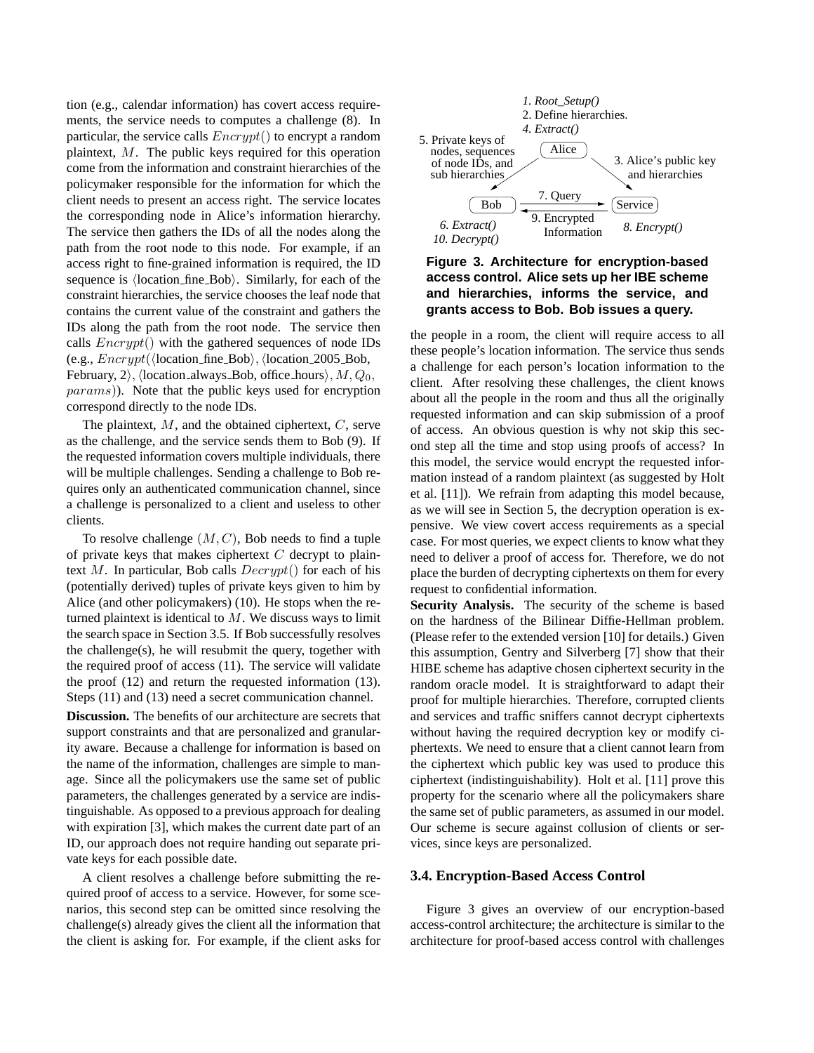tion (e.g., calendar information) has covert access requirements, the service needs to computes a challenge (8). In particular, the service calls $Encrypt()$ to encrypt a random plaintext, $M$. The public keys required for this operation come from the information and constraint hierarchies of the policymaker responsible for the information for which the client needs to present an access right. The service locates the corresponding node in Alice's information hierarchy. The service then gathers the IDs of all the nodes along the path from the root node to this node. For example, if an access right to fine-grained information is required, the ID sequence is ⟨location_fine_Bob⟩. Similarly, for each of the constraint hierarchies, the service chooses the leaf node that contains the current value of the constraint and gathers the IDs along the path from the root node. The service then calls $Encrypt()$ with the gathered sequences of node IDs (e.g., $Encrypt($⟨location_fine_Bob⟩, ⟨location_2005_Bob, February, 2⟩, ⟨location_always_Bob, office_hours⟩, $M, Q_0, params)$). Note that the public keys used for encryption correspond directly to the node IDs.

The plaintext, $M$, and the obtained ciphertext, $C$, serve as the challenge, and the service sends them to Bob (9). If the requested information covers multiple individuals, there will be multiple challenges. Sending a challenge to Bob requires only an authenticated communication channel, since a challenge is personalized to a client and useless to other clients.

To resolve challenge $(M, C)$, Bob needs to find a tuple of private keys that makes ciphertext $C$ decrypt to plaintext $M$. In particular, Bob calls $Decrypt()$ for each of his (potentially derived) tuples of private keys given to him by Alice (and other policymakers) (10). He stops when the returned plaintext is identical to $M$. We discuss ways to limit the search space in Section 3.5. If Bob successfully resolves the challenge(s), he will resubmit the query, together with the required proof of access (11). The service will validate the proof (12) and return the requested information (13). Steps (11) and (13) need a secret communication channel.

**Discussion.** The benefits of our architecture are secrets that support constraints and that are personalized and granularity aware. Because a challenge for information is based on the name of the information, challenges are simple to manage. Since all the policymakers use the same set of public parameters, the challenges generated by a service are indistinguishable. As opposed to a previous approach for dealing with expiration [3], which makes the current date part of an ID, our approach does not require handing out separate private keys for each possible date.

A client resolves a challenge before submitting the required proof of access to a service. However, for some scenarios, this second step can be omitted since resolving the challenge(s) already gives the client all the information that the client is asking for. For example, if the client asks for the people in a room, the client will require access to all these people's location information. The service thus sends a challenge for each person's location information to the client. After resolving these challenges, the client knows about all the people in the room and thus all the originally requested information and can skip submission of a proof of access. An obvious question is why not skip this second step all the time and stop using proofs of access? In this model, the service would encrypt the requested information instead of a random plaintext (as suggested by Holt et al. [11]). We refrain from adapting this model because, as we will see in Section 5, the decryption operation is expensive. We view covert access requirements as a special case. For most queries, we expect clients to know what they need to deliver a proof of access for. Therefore, we do not place the burden of decrypting ciphertexts on them for every request to confidential information.

1. Root_Setup()
2. Define hierarchies.
4. Extract()
5. Private keys of nodes, sequences of node IDs, and sub hierarchies
Alice
3. Alice's public key and hierarchies
Bob
7. Query
Service
9. Encrypted Information
6. Extract()
10. Decrypt()
8. Encrypt()

**Figure 3. Architecture for encryption-based access control. Alice sets up her IBE scheme and hierarchies, informs the service, and grants access to Bob. Bob issues a query.**

**Security Analysis.** The security of the scheme is based on the hardness of the Bilinear Diffie-Hellman problem. (Please refer to the extended version [10] for details.) Given this assumption, Gentry and Silverberg [7] show that their HIBE scheme has adaptive chosen ciphertext security in the random oracle model. It is straightforward to adapt their proof for multiple hierarchies. Therefore, corrupted clients and services and traffic sniffers cannot decrypt ciphertexts without having the required decryption key or modify ciphertexts. We need to ensure that a client cannot learn from the ciphertext which public key was used to produce this ciphertext (indistinguishability). Holt et al. [11] prove this property for the scenario where all the policymakers share the same set of public parameters, as assumed in our model. Our scheme is secure against collusion of clients or services, since keys are personalized.

### 3.4. Encryption-Based Access Control

Figure 3 gives an overview of our encryption-based access-control architecture; the architecture is similar to the architecture for proof-based access control with challenges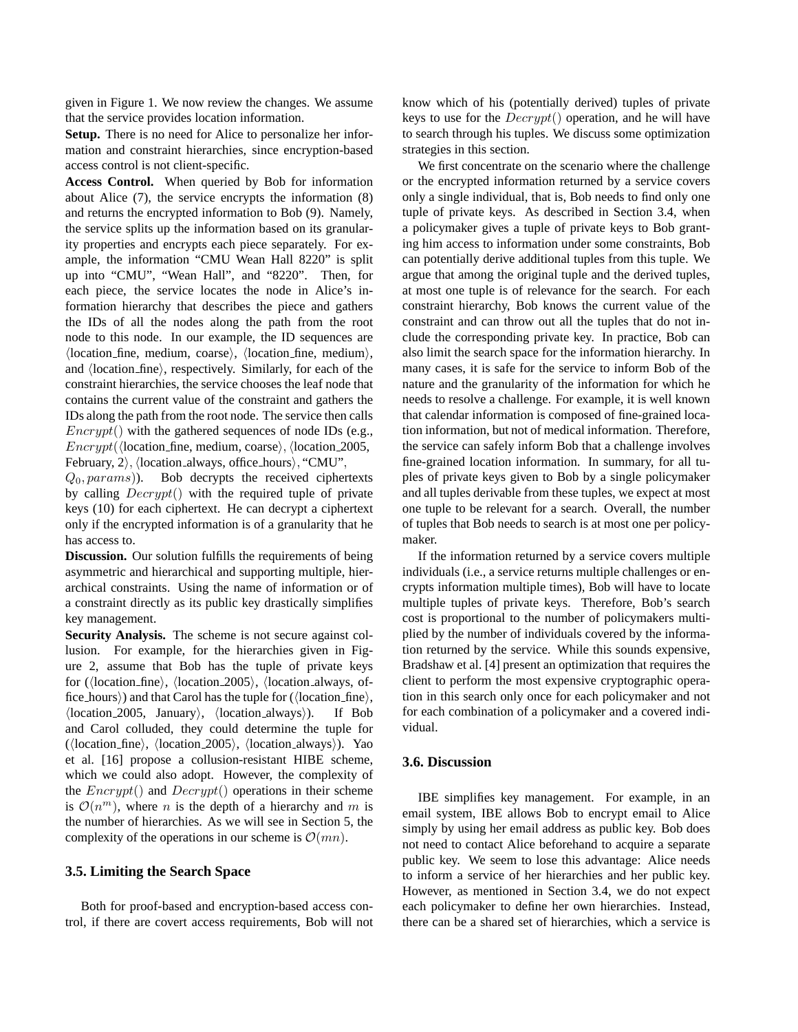given in Figure 1. We now review the changes. We assume that the service provides location information.

**Setup.** There is no need for Alice to personalize her information and constraint hierarchies, since encryption-based access control is not client-specific.

**Access Control.** When queried by Bob for information about Alice (7), the service encrypts the information (8) and returns the encrypted information to Bob (9). Namely, the service splits up the information based on its granularity properties and encrypts each piece separately. For example, the information "CMU Wean Hall 8220" is split up into "CMU", "Wean Hall", and "8220". Then, for each piece, the service locates the node in Alice's information hierarchy that describes the piece and gathers the IDs of all the nodes along the path from the root node to this node. In our example, the ID sequences are ⟨location_fine, medium, coarse⟩, ⟨location_fine, medium⟩, and ⟨location_fine⟩, respectively. Similarly, for each of the constraint hierarchies, the service chooses the leaf node that contains the current value of the constraint and gathers the IDs along the path from the root node. The service then calls $Encrypt()$ with the gathered sequences of node IDs (e.g., $Encrypt($⟨location_fine, medium, coarse⟩, ⟨location_2005, February, 2⟩, ⟨location_always, office_hours⟩, "CMU", $Q_0, params)$). Bob decrypts the received ciphertexts by calling $Decrypt()$ with the required tuple of private keys (10) for each ciphertext. He can decrypt a ciphertext only if the encrypted information is of a granularity that he has access to.

**Discussion.** Our solution fulfills the requirements of being asymmetric and hierarchical and supporting multiple, hierarchical constraints. Using the name of information or of a constraint directly as its public key drastically simplifies key management.

**Security Analysis.** The scheme is not secure against collusion. For example, for the hierarchies given in Figure 2, assume that Bob has the tuple of private keys for (⟨location_fine⟩, ⟨location_2005⟩, ⟨location_always, office_hours⟩) and that Carol has the tuple for (⟨location_fine⟩, ⟨location_2005, January⟩, ⟨location_always⟩). If Bob and Carol colluded, they could determine the tuple for (⟨location_fine⟩, ⟨location_2005⟩, ⟨location_always⟩). Yao et al. [16] propose a collusion-resistant HIBE scheme, which we could also adopt. However, the complexity of the $Encrypt()$ and $Decrypt()$ operations in their scheme is $\mathcal{O}(n^m)$, where $n$ is the depth of a hierarchy and $m$ is the number of hierarchies. As we will see in Section 5, the complexity of the operations in our scheme is $\mathcal{O}(mn)$.

### 3.5. Limiting the Search Space

Both for proof-based and encryption-based access control, if there are covert access requirements, Bob will not know which of his (potentially derived) tuples of private keys to use for the $Decrypt()$ operation, and he will have to search through his tuples. We discuss some optimization strategies in this section.

We first concentrate on the scenario where the challenge or the encrypted information returned by a service covers only a single individual, that is, Bob needs to find only one tuple of private keys. As described in Section 3.4, when a policymaker gives a tuple of private keys to Bob granting him access to information under some constraints, Bob can potentially derive additional tuples from this tuple. We argue that among the original tuple and the derived tuples, at most one tuple is of relevance for the search. For each constraint hierarchy, Bob knows the current value of the constraint and can throw out all the tuples that do not include the corresponding private key. In practice, Bob can also limit the search space for the information hierarchy. In many cases, it is safe for the service to inform Bob of the nature and the granularity of the information for which he needs to resolve a challenge. For example, it is well known that calendar information is composed of fine-grained location information, but not of medical information. Therefore, the service can safely inform Bob that a challenge involves fine-grained location information. In summary, for all tuples of private keys given to Bob by a single policymaker and all tuples derivable from these tuples, we expect at most one tuple to be relevant for a search. Overall, the number of tuples that Bob needs to search is at most one per policymaker.

If the information returned by a service covers multiple individuals (i.e., a service returns multiple challenges or encrypts information multiple times), Bob will have to locate multiple tuples of private keys. Therefore, Bob's search cost is proportional to the number of policymakers multiplied by the number of individuals covered by the information returned by the service. While this sounds expensive, Bradshaw et al. [4] present an optimization that requires the client to perform the most expensive cryptographic operation in this search only once for each policymaker and not for each combination of a policymaker and a covered individual.

### 3.6. Discussion

IBE simplifies key management. For example, in an email system, IBE allows Bob to encrypt email to Alice simply by using her email address as public key. Bob does not need to contact Alice beforehand to acquire a separate public key. We seem to lose this advantage: Alice needs to inform a service of her hierarchies and her public key. However, as mentioned in Section 3.4, we do not expect each policymaker to define her own hierarchies. Instead, there can be a shared set of hierarchies, which a service is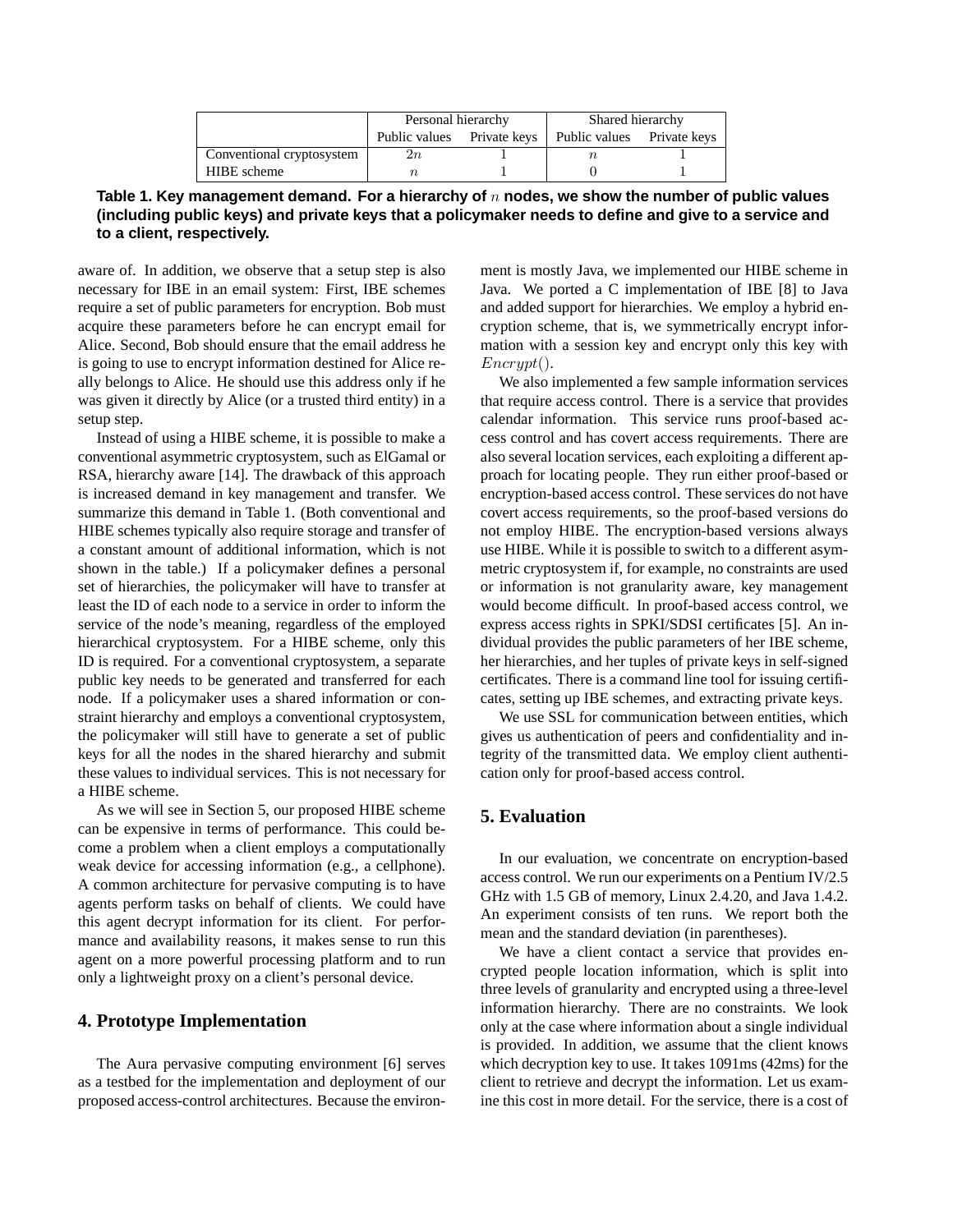| | Personal hierarchy | | Shared hierarchy | |
|---|---|---|---|---|
| | Public values | Private keys | Public values | Private keys |
| Conventional cryptosystem | $2n$ | 1 | $n$ | 1 |
| HIBE scheme | $n$ | 1 | 0 | 1 |

**Table 1. Key management demand. For a hierarchy of $n$ nodes, we show the number of public values (including public keys) and private keys that a policymaker needs to define and give to a service and to a client, respectively.**

aware of. In addition, we observe that a setup step is also necessary for IBE in an email system: First, IBE schemes require a set of public parameters for encryption. Bob must acquire these parameters before he can encrypt email for Alice. Second, Bob should ensure that the email address he is going to use to encrypt information destined for Alice really belongs to Alice. He should use this address only if he was given it directly by Alice (or a trusted third entity) in a setup step.

Instead of using a HIBE scheme, it is possible to make a conventional asymmetric cryptosystem, such as ElGamal or RSA, hierarchy aware [14]. The drawback of this approach is increased demand in key management and transfer. We summarize this demand in Table 1. (Both conventional and HIBE schemes typically also require storage and transfer of a constant amount of additional information, which is not shown in the table.) If a policymaker defines a personal set of hierarchies, the policymaker will have to transfer at least the ID of each node to a service in order to inform the service of the node's meaning, regardless of the employed hierarchical cryptosystem. For a HIBE scheme, only this ID is required. For a conventional cryptosystem, a separate public key needs to be generated and transferred for each node. If a policymaker uses a shared information or constraint hierarchy and employs a conventional cryptosystem, the policymaker will still have to generate a set of public keys for all the nodes in the shared hierarchy and submit these values to individual services. This is not necessary for a HIBE scheme.

As we will see in Section 5, our proposed HIBE scheme can be expensive in terms of performance. This could become a problem when a client employs a computationally weak device for accessing information (e.g., a cellphone). A common architecture for pervasive computing is to have agents perform tasks on behalf of clients. We could have this agent decrypt information for its client. For performance and availability reasons, it makes sense to run this agent on a more powerful processing platform and to run only a lightweight proxy on a client's personal device.

## 4. Prototype Implementation

The Aura pervasive computing environment [6] serves as a testbed for the implementation and deployment of our proposed access-control architectures. Because the environment is mostly Java, we implemented our HIBE scheme in Java. We ported a C implementation of IBE [8] to Java and added support for hierarchies. We employ a hybrid encryption scheme, that is, we symmetrically encrypt information with a session key and encrypt only this key with $Encrypt()$.

We also implemented a few sample information services that require access control. There is a service that provides calendar information. This service runs proof-based access control and has covert access requirements. There are also several location services, each exploiting a different approach for locating people. They run either proof-based or encryption-based access control. These services do not have covert access requirements, so the proof-based versions do not employ HIBE. The encryption-based versions always use HIBE. While it is possible to switch to a different asymmetric cryptosystem if, for example, no constraints are used or information is not granularity aware, key management would become difficult. In proof-based access control, we express access rights in SPKI/SDSI certificates [5]. An individual provides the public parameters of her IBE scheme, her hierarchies, and her tuples of private keys in self-signed certificates. There is a command line tool for issuing certificates, setting up IBE schemes, and extracting private keys.

We use SSL for communication between entities, which gives us authentication of peers and confidentiality and integrity of the transmitted data. We employ client authentication only for proof-based access control.

## 5. Evaluation

In our evaluation, we concentrate on encryption-based access control. We run our experiments on a Pentium IV/2.5 GHz with 1.5 GB of memory, Linux 2.4.20, and Java 1.4.2. An experiment consists of ten runs. We report both the mean and the standard deviation (in parentheses).

We have a client contact a service that provides encrypted people location information, which is split into three levels of granularity and encrypted using a three-level information hierarchy. There are no constraints. We look only at the case where information about a single individual is provided. In addition, we assume that the client knows which decryption key to use. It takes 1091ms (42ms) for the client to retrieve and decrypt the information. Let us examine this cost in more detail. For the service, there is a cost of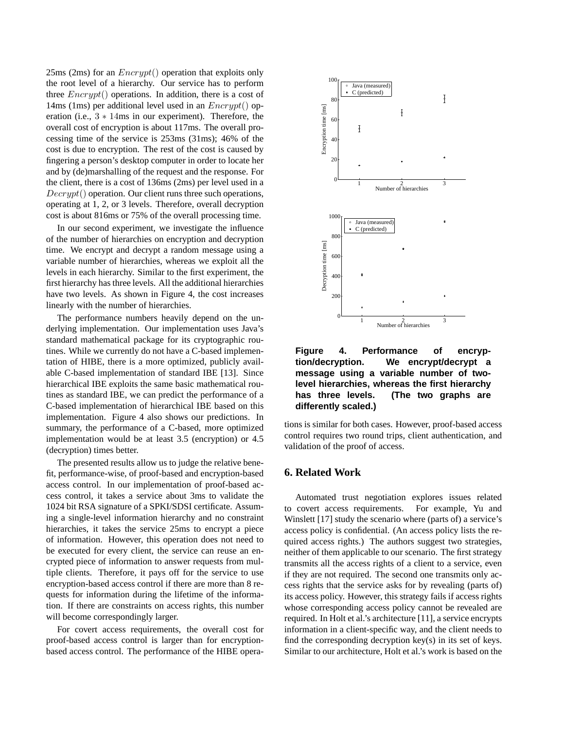25ms (2ms) for an $Encrypt()$ operation that exploits only the root level of a hierarchy. Our service has to perform three $Encrypt()$ operations. In addition, there is a cost of 14ms (1ms) per additional level used in an $Encrypt()$ operation (i.e., $3 * 14$ms in our experiment). Therefore, the overall cost of encryption is about 117ms. The overall processing time of the service is 253ms (31ms); 46% of the cost is due to encryption. The rest of the cost is caused by fingering a person's desktop computer in order to locate her and by (de)marshalling of the request and the response. For the client, there is a cost of 136ms (2ms) per level used in a $Decrypt()$ operation. Our client runs three such operations, operating at 1, 2, or 3 levels. Therefore, overall decryption cost is about 816ms or 75% of the overall processing time.

In our second experiment, we investigate the influence of the number of hierarchies on encryption and decryption time. We encrypt and decrypt a random message using a variable number of hierarchies, whereas we exploit all the levels in each hierarchy. Similar to the first experiment, the first hierarchy has three levels. All the additional hierarchies have two levels. As shown in Figure 4, the cost increases linearly with the number of hierarchies.

The performance numbers heavily depend on the underlying implementation. Our implementation uses Java's standard mathematical package for its cryptographic routines. While we currently do not have a C-based implementation of HIBE, there is a more optimized, publicly available C-based implementation of standard IBE [13]. Since hierarchical IBE exploits the same basic mathematical routines as standard IBE, we can predict the performance of a C-based implementation of hierarchical IBE based on this implementation. Figure 4 also shows our predictions. In summary, the performance of a C-based, more optimized implementation would be at least 3.5 (encryption) or 4.5 (decryption) times better.

The presented results allow us to judge the relative benefit, performance-wise, of proof-based and encryption-based access control. In our implementation of proof-based access control, it takes a service about 3ms to validate the 1024 bit RSA signature of a SPKI/SDSI certificate. Assuming a single-level information hierarchy and no constraint hierarchies, it takes the service 25ms to encrypt a piece of information. However, this operation does not need to be executed for every client, the service can reuse an encrypted piece of information to answer requests from multiple clients. Therefore, it pays off for the service to use encryption-based access control if there are more than 8 requests for information during the lifetime of the information. If there are constraints on access rights, this number will become correspondingly larger.

For covert access requirements, the overall cost for proof-based access control is larger than for encryption-based access control. The performance of the HIBE operations is similar for both cases. However, proof-based access control requires two round trips, client authentication, and validation of the proof of access.

**Figure 4. Performance of encryption/decryption. We encrypt/decrypt a message using a variable number of two-level hierarchies, whereas the first hierarchy has three levels. (The two graphs are differently scaled.)**

## 6. Related Work

Automated trust negotiation explores issues related to covert access requirements. For example, Yu and Winslett [17] study the scenario where (parts of) a service's access policy is confidential. (An access policy lists the required access rights.) The authors suggest two strategies, neither of them applicable to our scenario. The first strategy transmits all the access rights of a client to a service, even if they are not required. The second one transmits only access rights that the service asks for by revealing (parts of) its access policy. However, this strategy fails if access rights whose corresponding access policy cannot be revealed are required. In Holt et al.'s architecture [11], a service encrypts information in a client-specific way, and the client needs to find the corresponding decryption key(s) in its set of keys. Similar to our architecture, Holt et al.'s work is based on the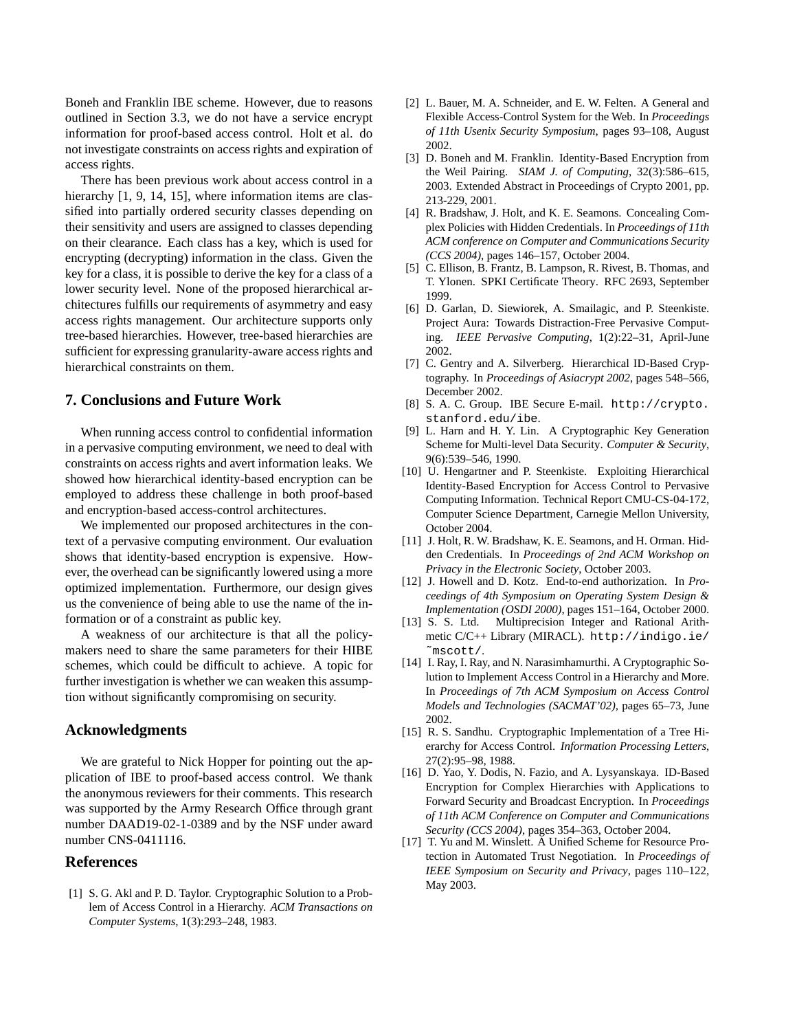Boneh and Franklin IBE scheme. However, due to reasons outlined in Section 3.3, we do not have a service encrypt information for proof-based access control. Holt et al. do not investigate constraints on access rights and expiration of access rights.

There has been previous work about access control in a hierarchy [1, 9, 14, 15], where information items are classified into partially ordered security classes depending on their sensitivity and users are assigned to classes depending on their clearance. Each class has a key, which is used for encrypting (decrypting) information in the class. Given the key for a class, it is possible to derive the key for a class of a lower security level. None of the proposed hierarchical architectures fulfills our requirements of asymmetry and easy access rights management. Our architecture supports only tree-based hierarchies. However, tree-based hierarchies are sufficient for expressing granularity-aware access rights and hierarchical constraints on them.

## 7. Conclusions and Future Work

When running access control to confidential information in a pervasive computing environment, we need to deal with constraints on access rights and avert information leaks. We showed how hierarchical identity-based encryption can be employed to address these challenge in both proof-based and encryption-based access-control architectures.

We implemented our proposed architectures in the context of a pervasive computing environment. Our evaluation shows that identity-based encryption is expensive. However, the overhead can be significantly lowered using a more optimized implementation. Furthermore, our design gives us the convenience of being able to use the name of the information or of a constraint as public key.

A weakness of our architecture is that all the policy-makers need to share the same parameters for their HIBE schemes, which could be difficult to achieve. A topic for further investigation is whether we can weaken this assumption without significantly compromising on security.

## Acknowledgments

We are grateful to Nick Hopper for pointing out the application of IBE to proof-based access control. We thank the anonymous reviewers for their comments. This research was supported by the Army Research Office through grant number DAAD19-02-1-0389 and by the NSF under award number CNS-0411116.

## References

[1] S. G. Akl and P. D. Taylor. Cryptographic Solution to a Problem of Access Control in a Hierarchy. *ACM Transactions on Computer Systems*, 1(3):293–248, 1983.

[2] L. Bauer, M. A. Schneider, and E. W. Felten. A General and Flexible Access-Control System for the Web. In *Proceedings of 11th Usenix Security Symposium*, pages 93–108, August 2002.

[3] D. Boneh and M. Franklin. Identity-Based Encryption from the Weil Pairing. *SIAM J. of Computing*, 32(3):586–615, 2003. Extended Abstract in Proceedings of Crypto 2001, pp. 213-229, 2001.

[4] R. Bradshaw, J. Holt, and K. E. Seamons. Concealing Complex Policies with Hidden Credentials. In *Proceedings of 11th ACM conference on Computer and Communications Security (CCS 2004)*, pages 146–157, October 2004.

[5] C. Ellison, B. Frantz, B. Lampson, R. Rivest, B. Thomas, and T. Ylonen. SPKI Certificate Theory. RFC 2693, September 1999.

[6] D. Garlan, D. Siewiorek, A. Smailagic, and P. Steenkiste. Project Aura: Towards Distraction-Free Pervasive Computing. *IEEE Pervasive Computing*, 1(2):22–31, April-June 2002.

[7] C. Gentry and A. Silverberg. Hierarchical ID-Based Cryptography. In *Proceedings of Asiacrypt 2002*, pages 548–566, December 2002.

[8] S. A. C. Group. IBE Secure E-mail. `http://crypto.stanford.edu/ibe`.

[9] L. Harn and H. Y. Lin. A Cryptographic Key Generation Scheme for Multi-level Data Security. *Computer & Security*, 9(6):539–546, 1990.

[10] U. Hengartner and P. Steenkiste. Exploiting Hierarchical Identity-Based Encryption for Access Control to Pervasive Computing Information. Technical Report CMU-CS-04-172, Computer Science Department, Carnegie Mellon University, October 2004.

[11] J. Holt, R. W. Bradshaw, K. E. Seamons, and H. Orman. Hidden Credentials. In *Proceedings of 2nd ACM Workshop on Privacy in the Electronic Society*, October 2003.

[12] J. Howell and D. Kotz. End-to-end authorization. In *Proceedings of 4th Symposium on Operating System Design & Implementation (OSDI 2000)*, pages 151–164, October 2000.

[13] S. S. Ltd. Multiprecision Integer and Rational Arithmetic C/C++ Library (MIRACL). `http://indigo.ie/~mscott/`.

[14] I. Ray, I. Ray, and N. Narasimhamurthi. A Cryptographic Solution to Implement Access Control in a Hierarchy and More. In *Proceedings of 7th ACM Symposium on Access Control Models and Technologies (SACMAT'02)*, pages 65–73, June 2002.

[15] R. S. Sandhu. Cryptographic Implementation of a Tree Hierarchy for Access Control. *Information Processing Letters*, 27(2):95–98, 1988.

[16] D. Yao, Y. Dodis, N. Fazio, and A. Lysyanskaya. ID-Based Encryption for Complex Hierarchies with Applications to Forward Security and Broadcast Encryption. In *Proceedings of 11th ACM Conference on Computer and Communications Security (CCS 2004)*, pages 354–363, October 2004.

[17] T. Yu and M. Winslett. A Unified Scheme for Resource Protection in Automated Trust Negotiation. In *Proceedings of IEEE Symposium on Security and Privacy*, pages 110–122, May 2003.